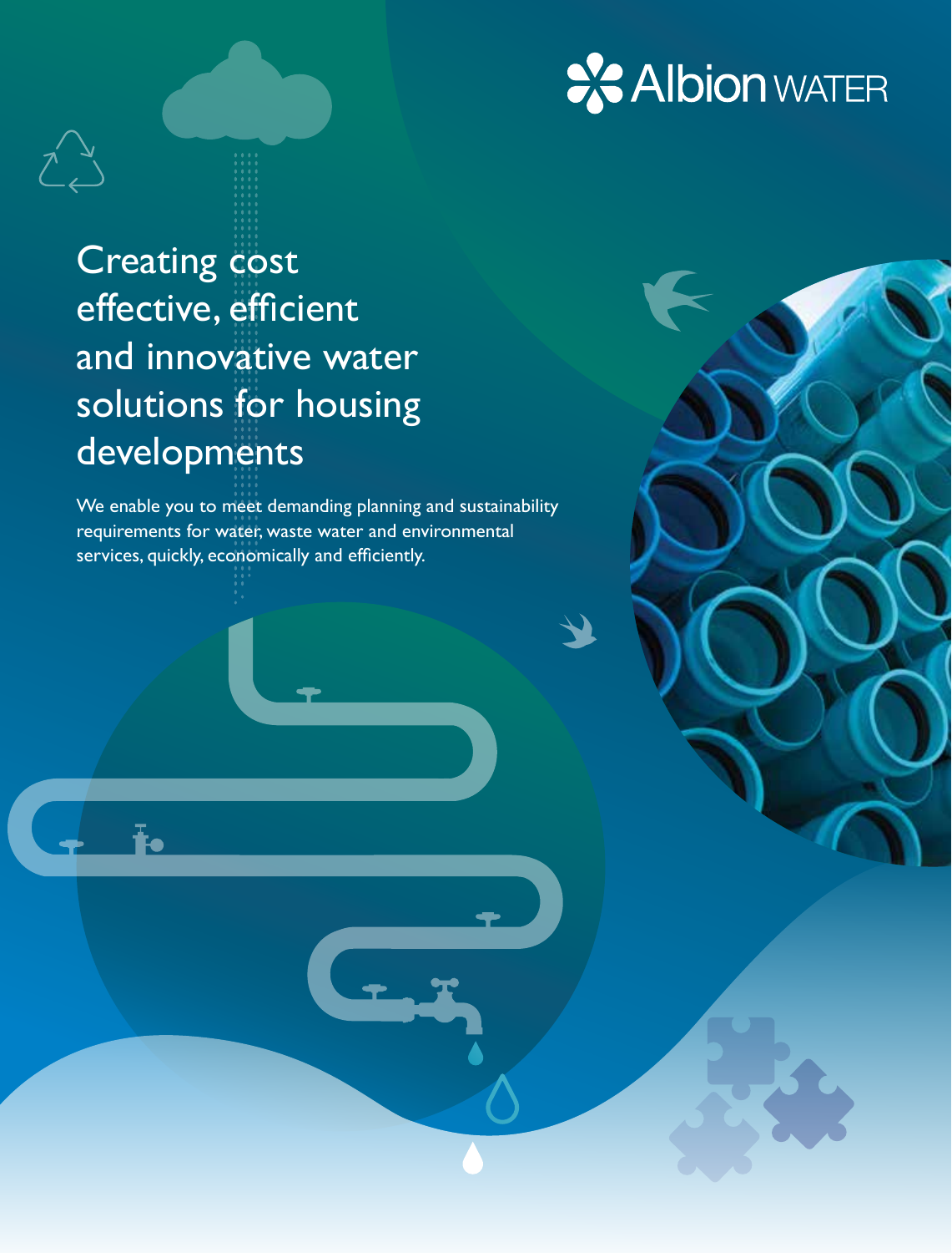Albion WATER

# Creating cost effective, efficient and innovative water solutions for housing developments

We enable you to meet demanding planning and sustainability requirements for water, waste water and environmental services, quickly, economically and efficiently.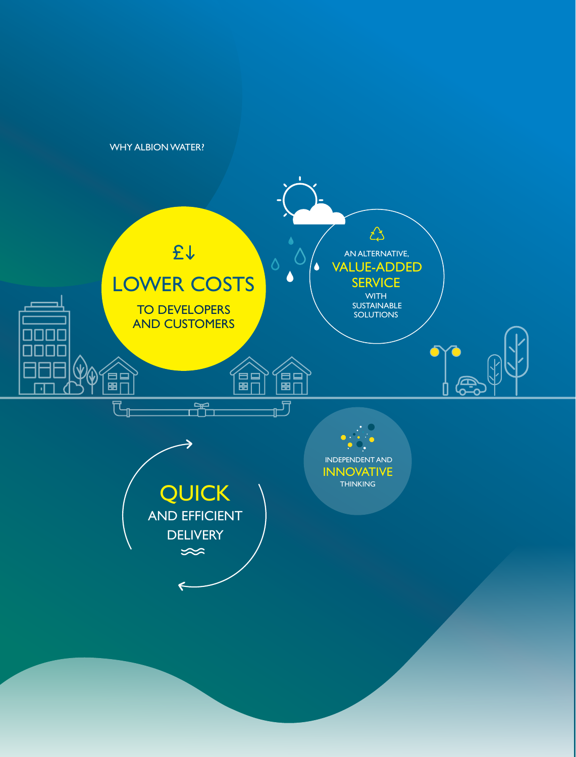WHY ALBION WATER?

£↓

## LOWER COSTS

TO DEVELOPERS AND CUSTOMERS

AN ALTERNATIVE,

## VALUE-ADDED SERVICE

WITH SUSTAINABLE SOLUTIONS

INDEPENDENT AND

## INNOVATIVE

THINKING

## QUICK

AND EFFICIENT DELIVERY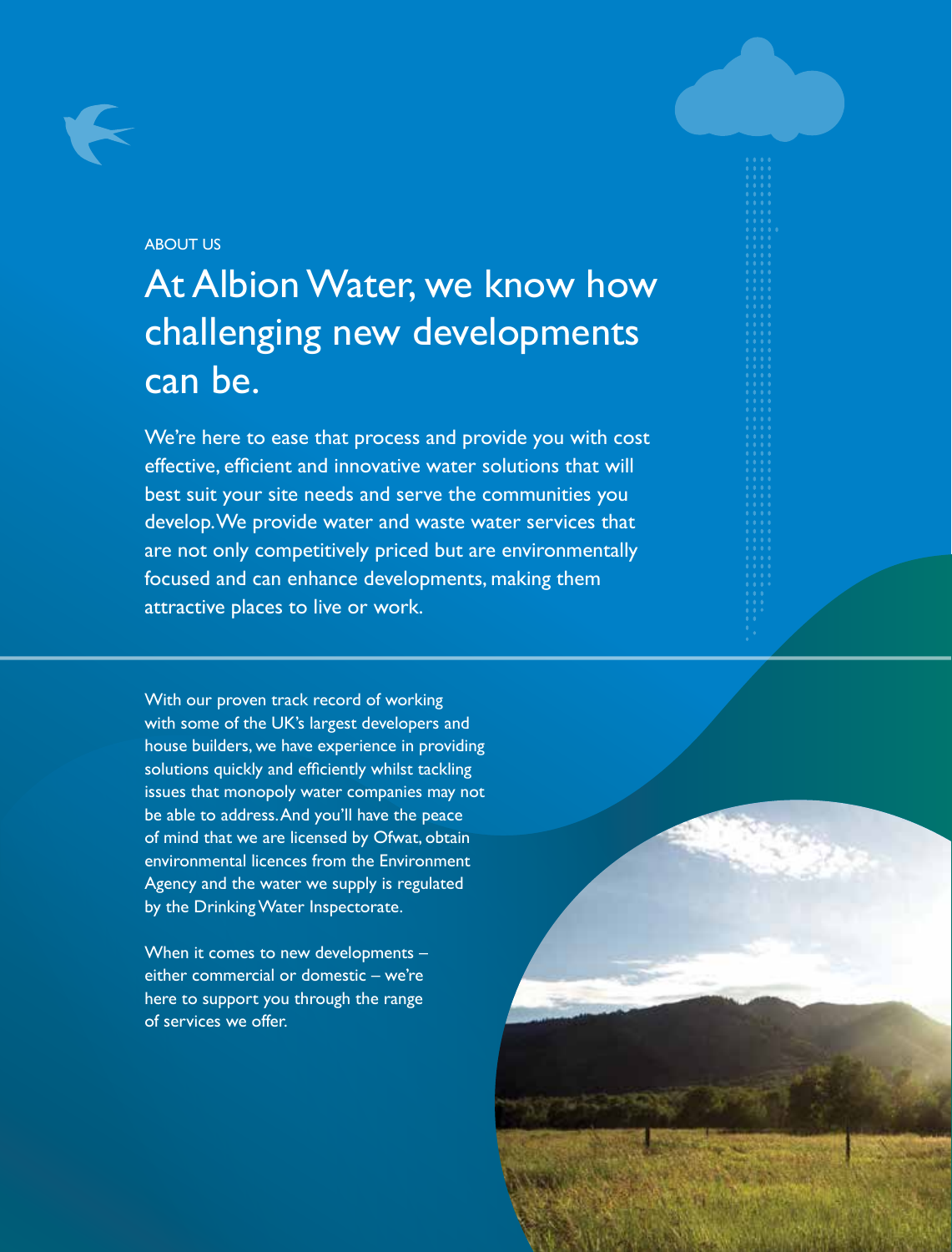ABOUT US

# At Albion Water, we know how challenging new developments can be.

We're here to ease that process and provide you with cost effective, efficient and innovative water solutions that will best suit your site needs and serve the communities you develop. We provide water and waste water services that are not only competitively priced but are environmentally focused and can enhance developments, making them attractive places to live or work.

With our proven track record of working with some of the UK's largest developers and house builders, we have experience in providing solutions quickly and efficiently whilst tackling issues that monopoly water companies may not be able to address. And you'll have the peace of mind that we are licensed by Ofwat, obtain environmental licences from the Environment Agency and the water we supply is regulated by the Drinking Water Inspectorate.

When it comes to new developments – either commercial or domestic – we're here to support you through the range of services we offer.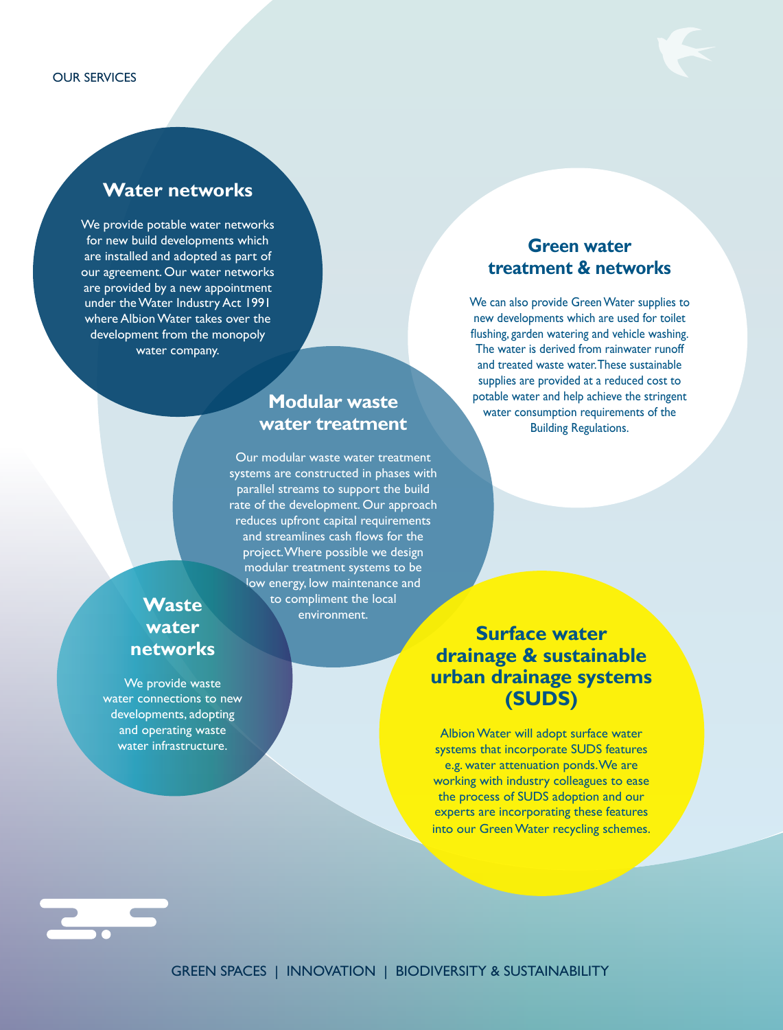OUR SERVICES

## Water networks

We provide potable water networks for new build developments which are installed and adopted as part of our agreement. Our water networks are provided by a new appointment under the Water Industry Act 1991 where Albion Water takes over the development from the monopoly water company.

## Green water treatment & networks

We can also provide Green Water supplies to new developments which are used for toilet flushing, garden watering and vehicle washing. The water is derived from rainwater runoff and treated waste water. These sustainable supplies are provided at a reduced cost to potable water and help achieve the stringent water consumption requirements of the Building Regulations.

## Modular waste water treatment

Our modular waste water treatment systems are constructed in phases with parallel streams to support the build rate of the development. Our approach reduces upfront capital requirements and streamlines cash flows for the project. Where possible we design modular treatment systems to be low energy, low maintenance and to compliment the local environment.

## Waste water networks

We provide waste water connections to new developments, adopting and operating waste water infrastructure.

## Surface water drainage & sustainable urban drainage systems (SUDS)

Albion Water will adopt surface water systems that incorporate SUDS features e.g. water attenuation ponds. We are working with industry colleagues to ease the process of SUDS adoption and our experts are incorporating these features into our Green Water recycling schemes.

GREEN SPACES | INNOVATION | BIODIVERSITY & SUSTAINABILITY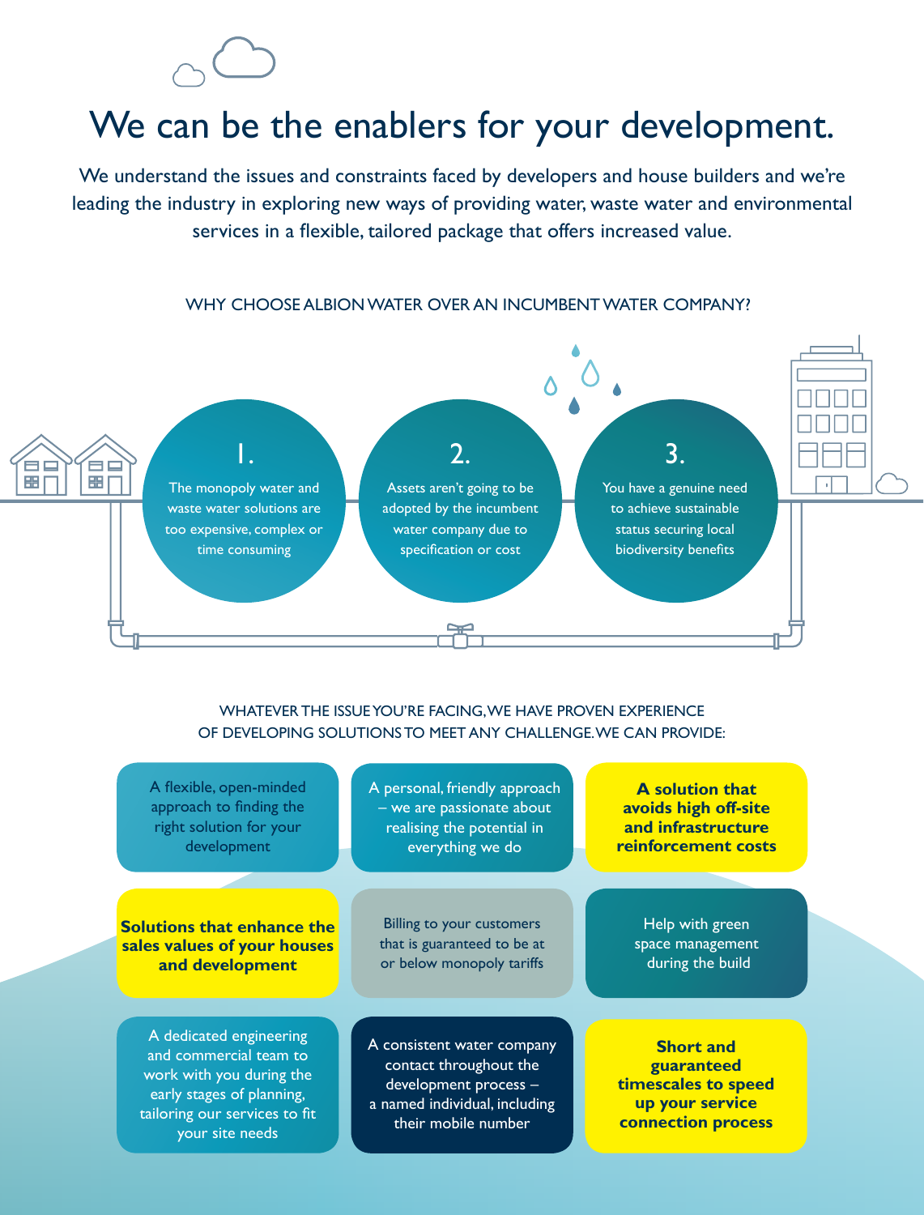# We can be the enablers for your development.

We understand the issues and constraints faced by developers and house builders and we're leading the industry in exploring new ways of providing water, waste water and environmental services in a flexible, tailored package that offers increased value.

## WHY CHOOSE ALBION WATER OVER AN INCUMBENT WATER COMPANY?

1. The monopoly water and waste water solutions are too expensive, complex or time consuming
2. Assets aren't going to be adopted by the incumbent water company due to specification or cost
3. You have a genuine need to achieve sustainable status securing local biodiversity benefits

## WHATEVER THE ISSUE YOU'RE FACING, WE HAVE PROVEN EXPERIENCE OF DEVELOPING SOLUTIONS TO MEET ANY CHALLENGE. WE CAN PROVIDE:

- A flexible, open-minded approach to finding the right solution for your development
- A personal, friendly approach – we are passionate about realising the potential in everything we do
- **A solution that avoids high off-site and infrastructure reinforcement costs**
- **Solutions that enhance the sales values of your houses and development**
- Billing to your customers that is guaranteed to be at or below monopoly tariffs
- Help with green space management during the build
- A dedicated engineering and commercial team to work with you during the early stages of planning, tailoring our services to fit your site needs
- A consistent water company contact throughout the development process – a named individual, including their mobile number
- **Short and guaranteed timescales to speed up your service connection process**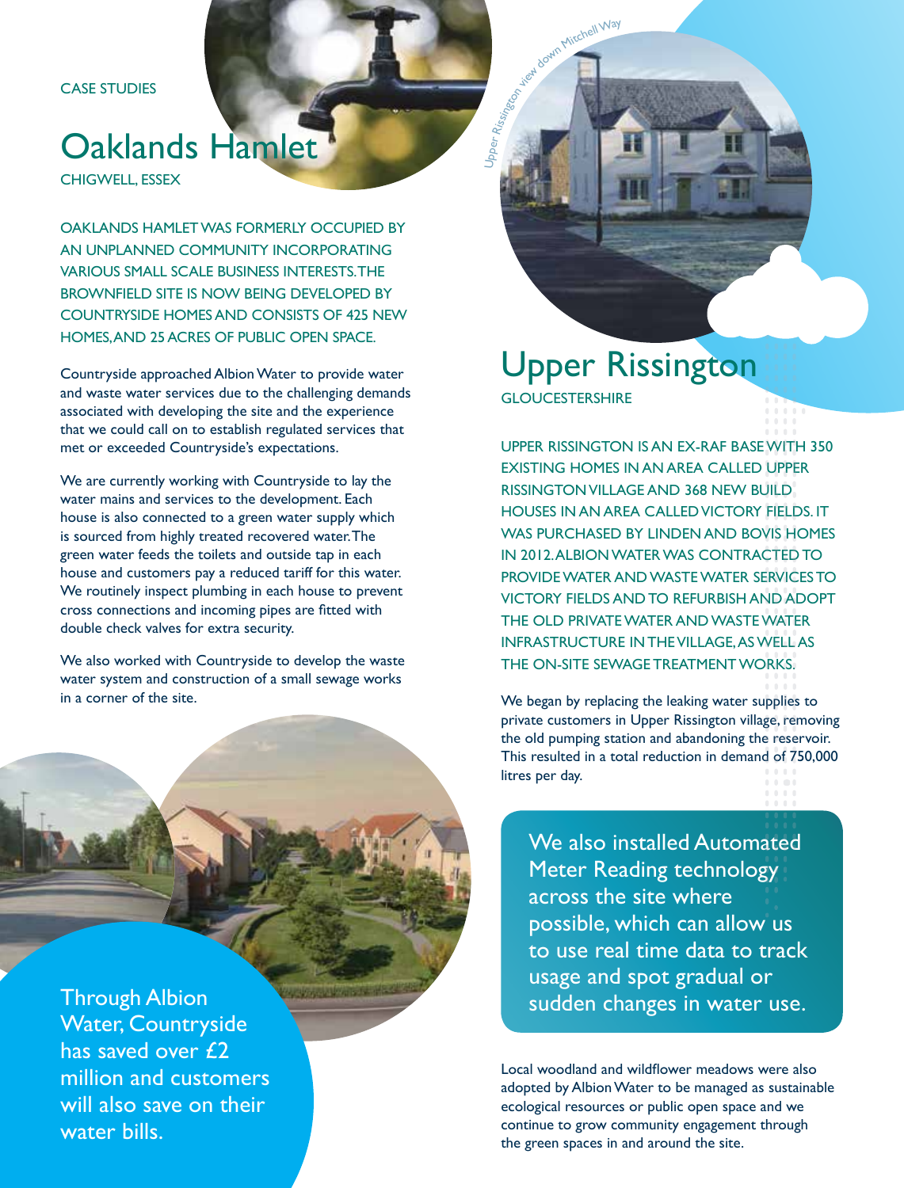CASE STUDIES

# Oaklands Hamlet

CHIGWELL, ESSEX

OAKLANDS HAMLET WAS FORMERLY OCCUPIED BY AN UNPLANNED COMMUNITY INCORPORATING VARIOUS SMALL SCALE BUSINESS INTERESTS. THE BROWNFIELD SITE IS NOW BEING DEVELOPED BY COUNTRYSIDE HOMES AND CONSISTS OF 425 NEW HOMES, AND 25 ACRES OF PUBLIC OPEN SPACE.

Countryside approached Albion Water to provide water and waste water services due to the challenging demands associated with developing the site and the experience that we could call on to establish regulated services that met or exceeded Countryside's expectations.

We are currently working with Countryside to lay the water mains and services to the development. Each house is also connected to a green water supply which is sourced from highly treated recovered water. The green water feeds the toilets and outside tap in each house and customers pay a reduced tariff for this water. We routinely inspect plumbing in each house to prevent cross connections and incoming pipes are fitted with double check valves for extra security.

We also worked with Countryside to develop the waste water system and construction of a small sewage works in a corner of the site.

Through Albion Water, Countryside has saved over £2 million and customers will also save on their water bills.

Upper Rissington view down Mitchell Way

# Upper Rissington

GLOUCESTERSHIRE

UPPER RISSINGTON IS AN EX-RAF BASE WITH 350 EXISTING HOMES IN AN AREA CALLED UPPER RISSINGTON VILLAGE AND 368 NEW BUILD HOUSES IN AN AREA CALLED VICTORY FIELDS. IT WAS PURCHASED BY LINDEN AND BOVIS HOMES IN 2012. ALBION WATER WAS CONTRACTED TO PROVIDE WATER AND WASTE WATER SERVICES TO VICTORY FIELDS AND TO REFURBISH AND ADOPT THE OLD PRIVATE WATER AND WASTE WATER INFRASTRUCTURE IN THE VILLAGE, AS WELL AS THE ON-SITE SEWAGE TREATMENT WORKS.

We began by replacing the leaking water supplies to private customers in Upper Rissington village, removing the old pumping station and abandoning the reservoir. This resulted in a total reduction in demand of 750,000 litres per day.

We also installed Automated Meter Reading technology across the site where possible, which can allow us to use real time data to track usage and spot gradual or sudden changes in water use.

Local woodland and wildflower meadows were also adopted by Albion Water to be managed as sustainable ecological resources or public open space and we continue to grow community engagement through the green spaces in and around the site.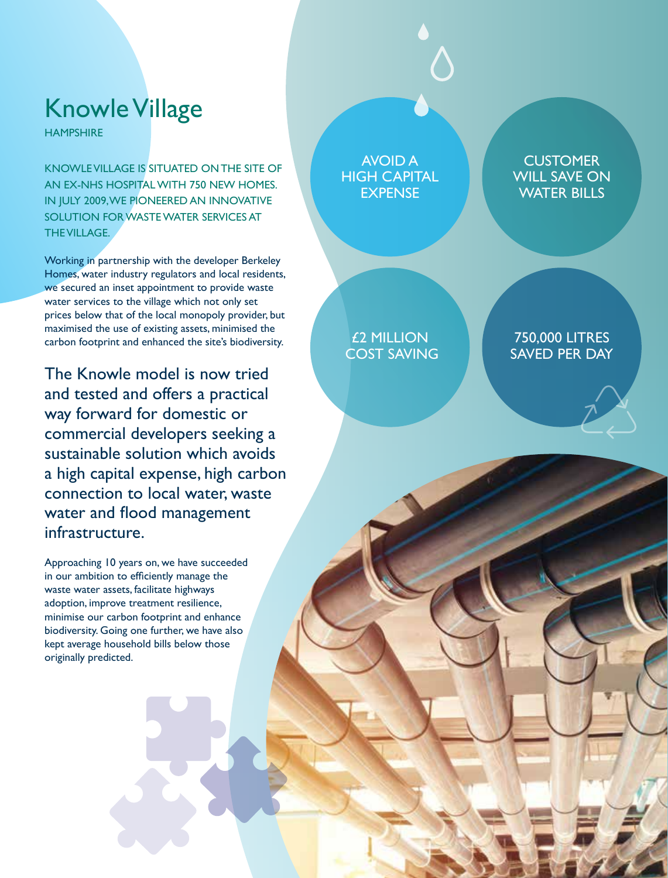# Knowle Village

HAMPSHIRE

KNOWLE VILLAGE IS SITUATED ON THE SITE OF AN EX-NHS HOSPITAL WITH 750 NEW HOMES. IN JULY 2009, WE PIONEERED AN INNOVATIVE SOLUTION FOR WASTE WATER SERVICES AT THE VILLAGE.

Working in partnership with the developer Berkeley Homes, water industry regulators and local residents, we secured an inset appointment to provide waste water services to the village which not only set prices below that of the local monopoly provider, but maximised the use of existing assets, minimised the carbon footprint and enhanced the site's biodiversity.

The Knowle model is now tried and tested and offers a practical way forward for domestic or commercial developers seeking a sustainable solution which avoids a high capital expense, high carbon connection to local water, waste water and flood management infrastructure.

Approaching 10 years on, we have succeeded in our ambition to efficiently manage the waste water assets, facilitate highways adoption, improve treatment resilience, minimise our carbon footprint and enhance biodiversity. Going one further, we have also kept average household bills below those originally predicted.

AVOID A HIGH CAPITAL EXPENSE

CUSTOMER WILL SAVE ON WATER BILLS

£2 MILLION COST SAVING

750,000 LITRES SAVED PER DAY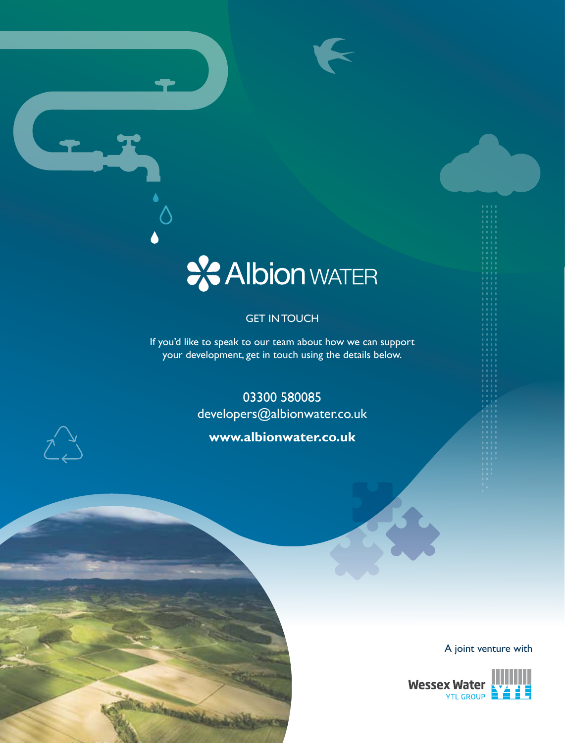Albion WATER

## GET IN TOUCH

If you'd like to speak to our team about how we can support your development, get in touch using the details below.

03300 580085
developers@albionwater.co.uk

**www.albionwater.co.uk**

A joint venture with

Wessex Water
YTL GROUP